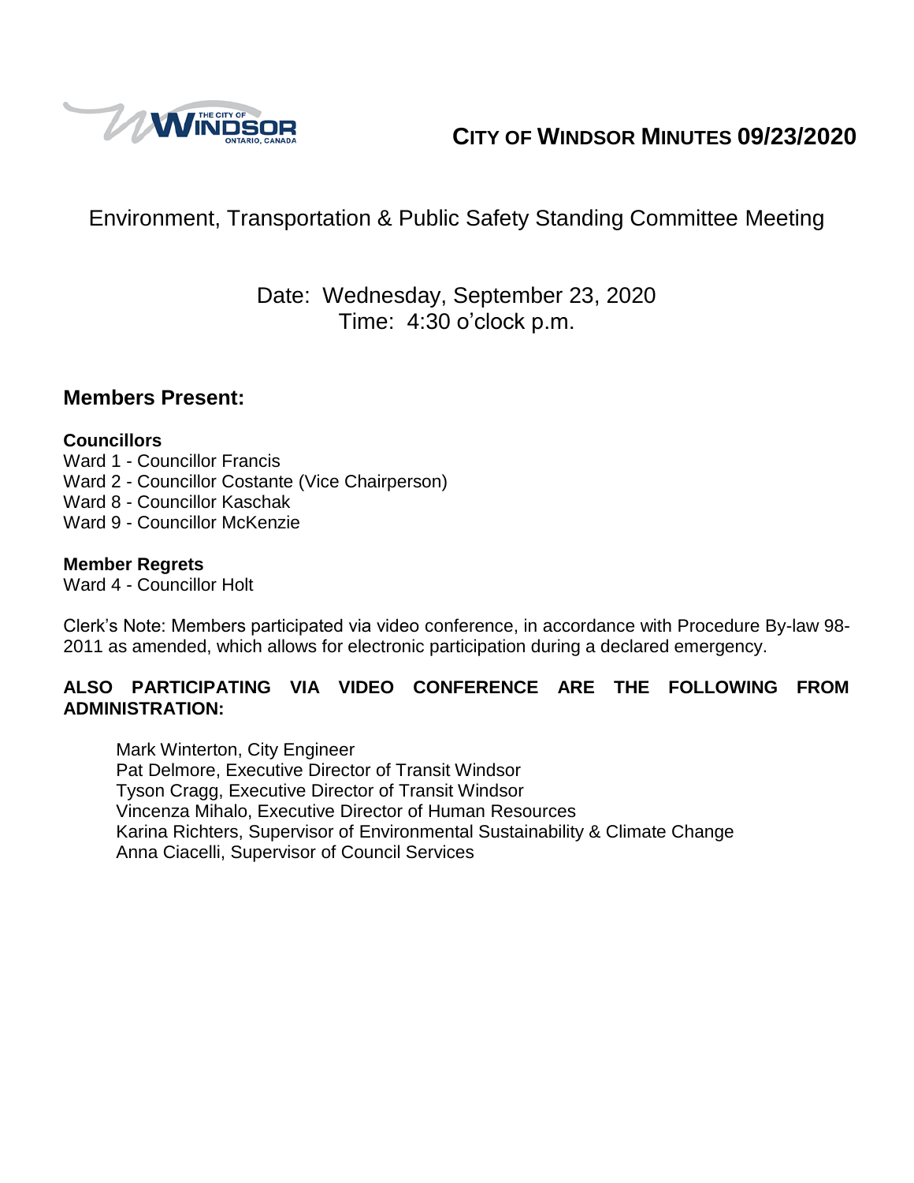# CITY OF WINDSOR MINUTES 09/23/2020

## Environment, Transportation & Public Safety Standing Committee Meeting

Date: Wednesday, September 23, 2020
Time: 4:30 o'clock p.m.

## Members Present:

**Councillors**
Ward 1 - Councillor Francis
Ward 2 - Councillor Costante (Vice Chairperson)
Ward 8 - Councillor Kaschak
Ward 9 - Councillor McKenzie

**Member Regrets**
Ward 4 - Councillor Holt

Clerk's Note: Members participated via video conference, in accordance with Procedure By-law 98-2011 as amended, which allows for electronic participation during a declared emergency.

**ALSO PARTICIPATING VIA VIDEO CONFERENCE ARE THE FOLLOWING FROM ADMINISTRATION:**

Mark Winterton, City Engineer
Pat Delmore, Executive Director of Transit Windsor
Tyson Cragg, Executive Director of Transit Windsor
Vincenza Mihalo, Executive Director of Human Resources
Karina Richters, Supervisor of Environmental Sustainability & Climate Change
Anna Ciacelli, Supervisor of Council Services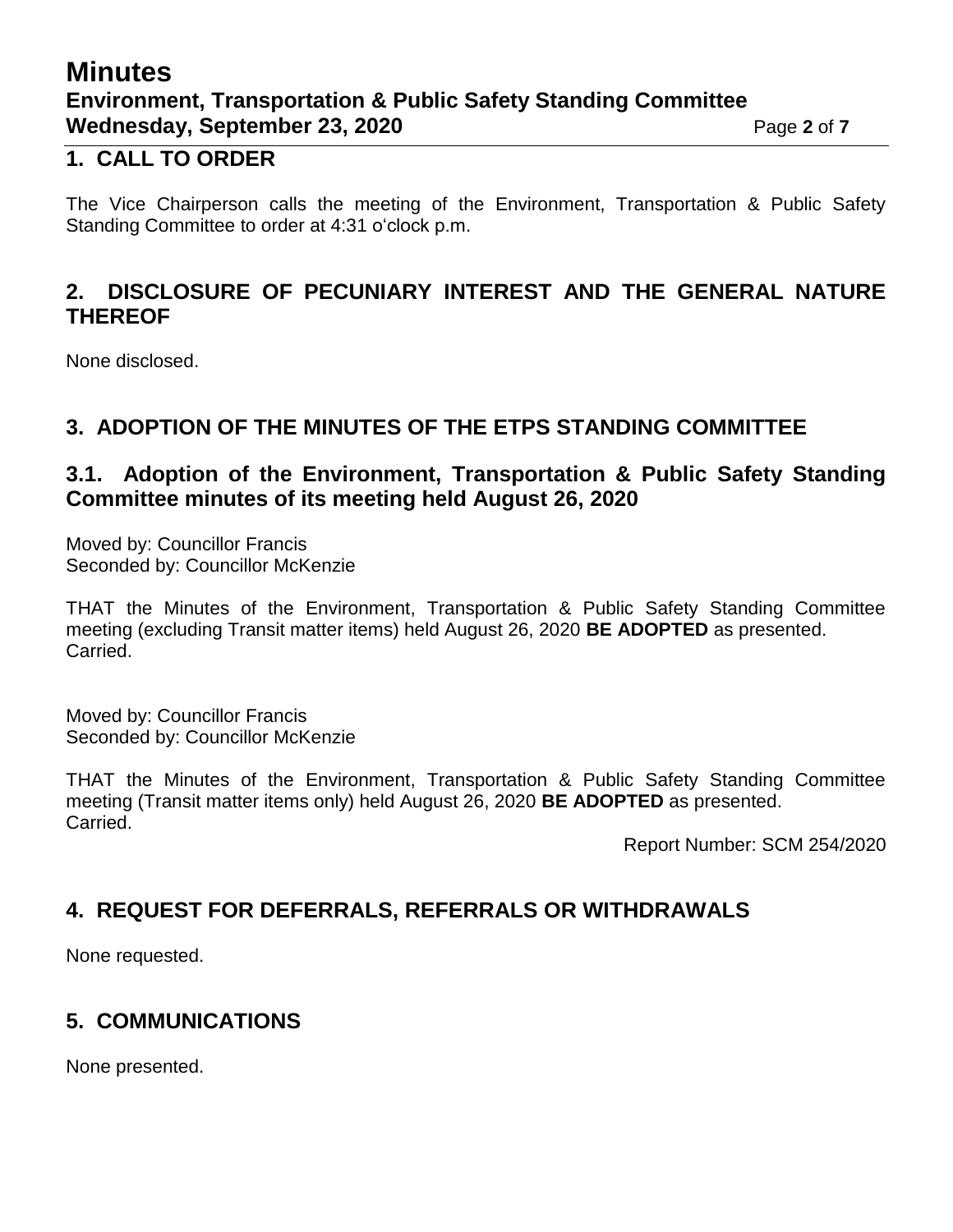## 1. CALL TO ORDER

The Vice Chairperson calls the meeting of the Environment, Transportation & Public Safety Standing Committee to order at 4:31 o'clock p.m.

## 2. DISCLOSURE OF PECUNIARY INTEREST AND THE GENERAL NATURE THEREOF

None disclosed.

## 3. ADOPTION OF THE MINUTES OF THE ETPS STANDING COMMITTEE

### 3.1. Adoption of the Environment, Transportation & Public Safety Standing Committee minutes of its meeting held August 26, 2020

Moved by: Councillor Francis
Seconded by: Councillor McKenzie

THAT the Minutes of the Environment, Transportation & Public Safety Standing Committee meeting (excluding Transit matter items) held August 26, 2020 **BE ADOPTED** as presented.
Carried.

Moved by: Councillor Francis
Seconded by: Councillor McKenzie

THAT the Minutes of the Environment, Transportation & Public Safety Standing Committee meeting (Transit matter items only) held August 26, 2020 **BE ADOPTED** as presented.
Carried.

Report Number: SCM 254/2020

## 4. REQUEST FOR DEFERRALS, REFERRALS OR WITHDRAWALS

None requested.

## 5. COMMUNICATIONS

None presented.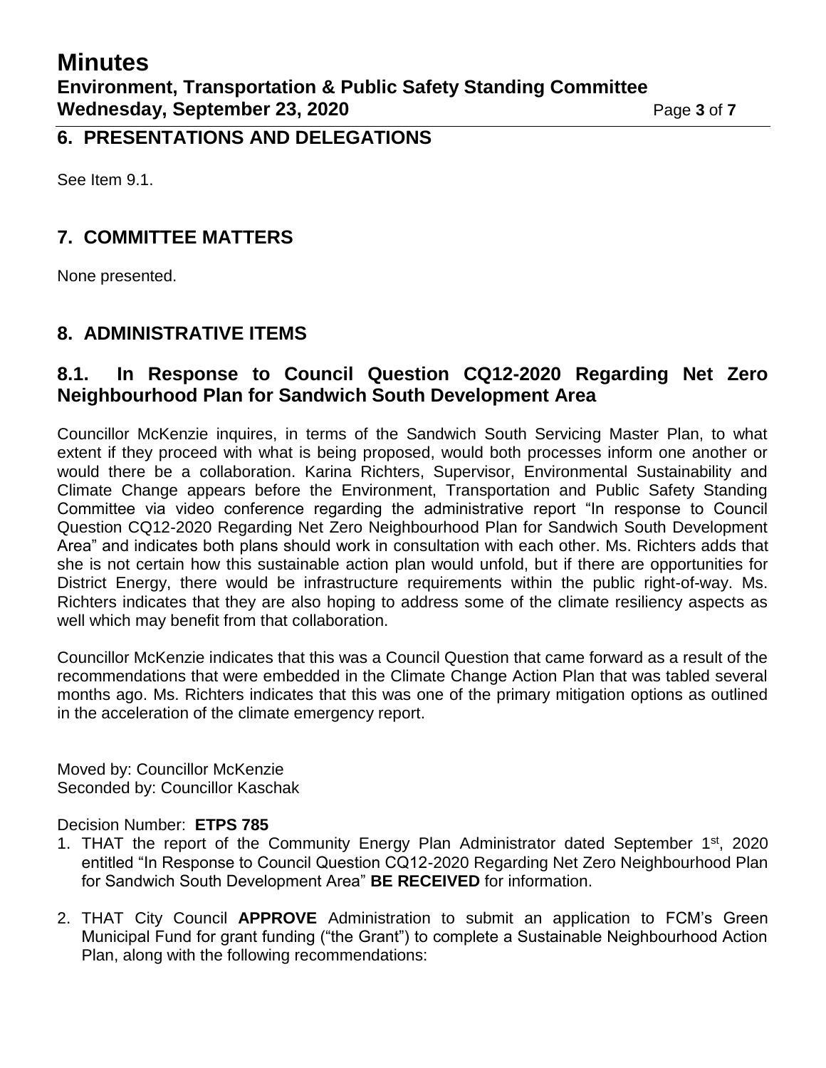## 6. PRESENTATIONS AND DELEGATIONS

See Item 9.1.

## 7. COMMITTEE MATTERS

None presented.

## 8. ADMINISTRATIVE ITEMS

### 8.1. In Response to Council Question CQ12-2020 Regarding Net Zero Neighbourhood Plan for Sandwich South Development Area

Councillor McKenzie inquires, in terms of the Sandwich South Servicing Master Plan, to what extent if they proceed with what is being proposed, would both processes inform one another or would there be a collaboration. Karina Richters, Supervisor, Environmental Sustainability and Climate Change appears before the Environment, Transportation and Public Safety Standing Committee via video conference regarding the administrative report "In response to Council Question CQ12-2020 Regarding Net Zero Neighbourhood Plan for Sandwich South Development Area" and indicates both plans should work in consultation with each other. Ms. Richters adds that she is not certain how this sustainable action plan would unfold, but if there are opportunities for District Energy, there would be infrastructure requirements within the public right-of-way. Ms. Richters indicates that they are also hoping to address some of the climate resiliency aspects as well which may benefit from that collaboration.

Councillor McKenzie indicates that this was a Council Question that came forward as a result of the recommendations that were embedded in the Climate Change Action Plan that was tabled several months ago. Ms. Richters indicates that this was one of the primary mitigation options as outlined in the acceleration of the climate emergency report.

Moved by: Councillor McKenzie
Seconded by: Councillor Kaschak

Decision Number: **ETPS 785**

1. THAT the report of the Community Energy Plan Administrator dated September 1st, 2020 entitled "In Response to Council Question CQ12-2020 Regarding Net Zero Neighbourhood Plan for Sandwich South Development Area" **BE RECEIVED** for information.
2. THAT City Council **APPROVE** Administration to submit an application to FCM's Green Municipal Fund for grant funding ("the Grant") to complete a Sustainable Neighbourhood Action Plan, along with the following recommendations: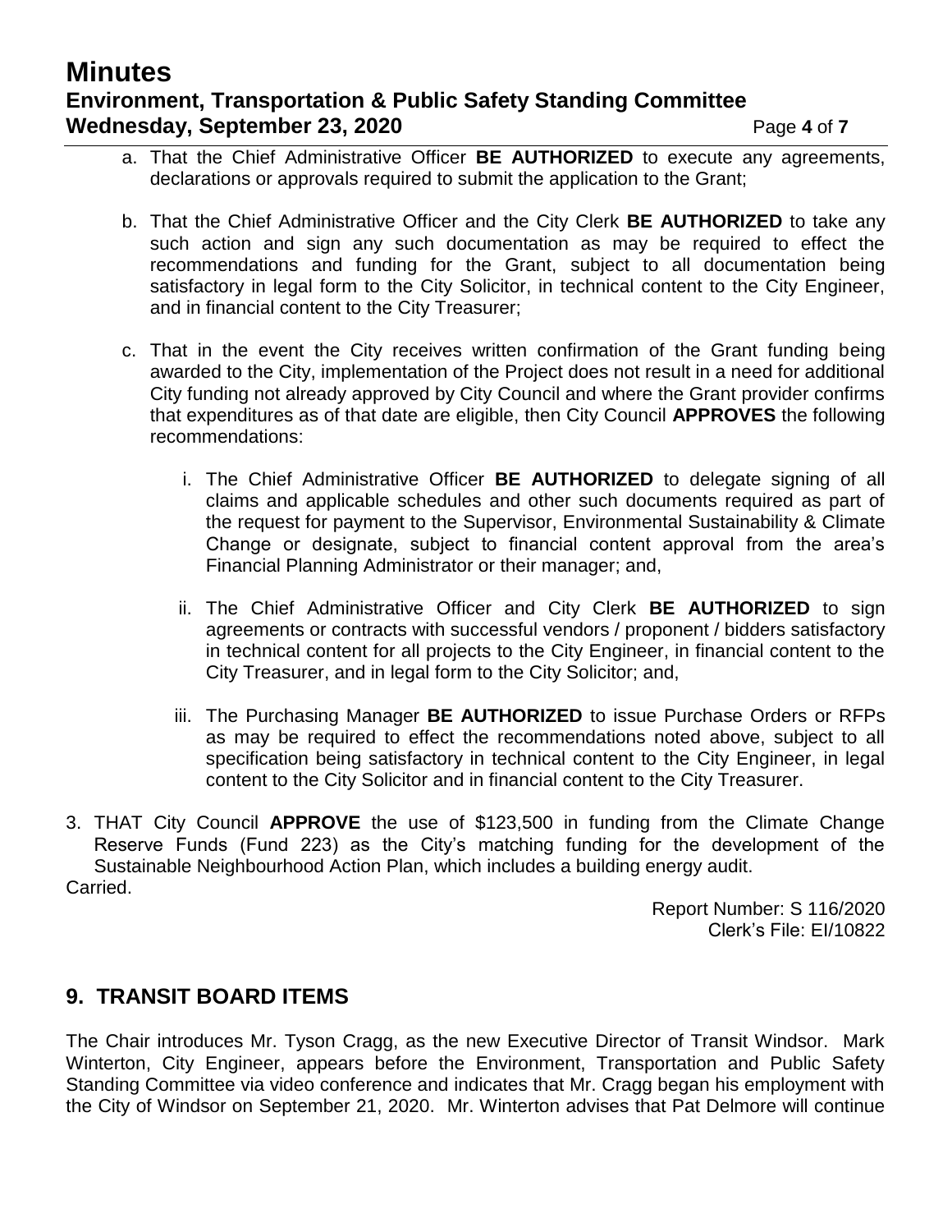a. That the Chief Administrative Officer **BE AUTHORIZED** to execute any agreements, declarations or approvals required to submit the application to the Grant;

b. That the Chief Administrative Officer and the City Clerk **BE AUTHORIZED** to take any such action and sign any such documentation as may be required to effect the recommendations and funding for the Grant, subject to all documentation being satisfactory in legal form to the City Solicitor, in technical content to the City Engineer, and in financial content to the City Treasurer;

c. That in the event the City receives written confirmation of the Grant funding being awarded to the City, implementation of the Project does not result in a need for additional City funding not already approved by City Council and where the Grant provider confirms that expenditures as of that date are eligible, then City Council **APPROVES** the following recommendations:

   i. The Chief Administrative Officer **BE AUTHORIZED** to delegate signing of all claims and applicable schedules and other such documents required as part of the request for payment to the Supervisor, Environmental Sustainability & Climate Change or designate, subject to financial content approval from the area's Financial Planning Administrator or their manager; and,

   ii. The Chief Administrative Officer and City Clerk **BE AUTHORIZED** to sign agreements or contracts with successful vendors / proponent / bidders satisfactory in technical content for all projects to the City Engineer, in financial content to the City Treasurer, and in legal form to the City Solicitor; and,

   iii. The Purchasing Manager **BE AUTHORIZED** to issue Purchase Orders or RFPs as may be required to effect the recommendations noted above, subject to all specification being satisfactory in technical content to the City Engineer, in legal content to the City Solicitor and in financial content to the City Treasurer.

3. THAT City Council **APPROVE** the use of $123,500 in funding from the Climate Change Reserve Funds (Fund 223) as the City's matching funding for the development of the Sustainable Neighbourhood Action Plan, which includes a building energy audit.

Carried.

Report Number: S 116/2020
Clerk's File: EI/10822

## 9. TRANSIT BOARD ITEMS

The Chair introduces Mr. Tyson Cragg, as the new Executive Director of Transit Windsor. Mark Winterton, City Engineer, appears before the Environment, Transportation and Public Safety Standing Committee via video conference and indicates that Mr. Cragg began his employment with the City of Windsor on September 21, 2020. Mr. Winterton advises that Pat Delmore will continue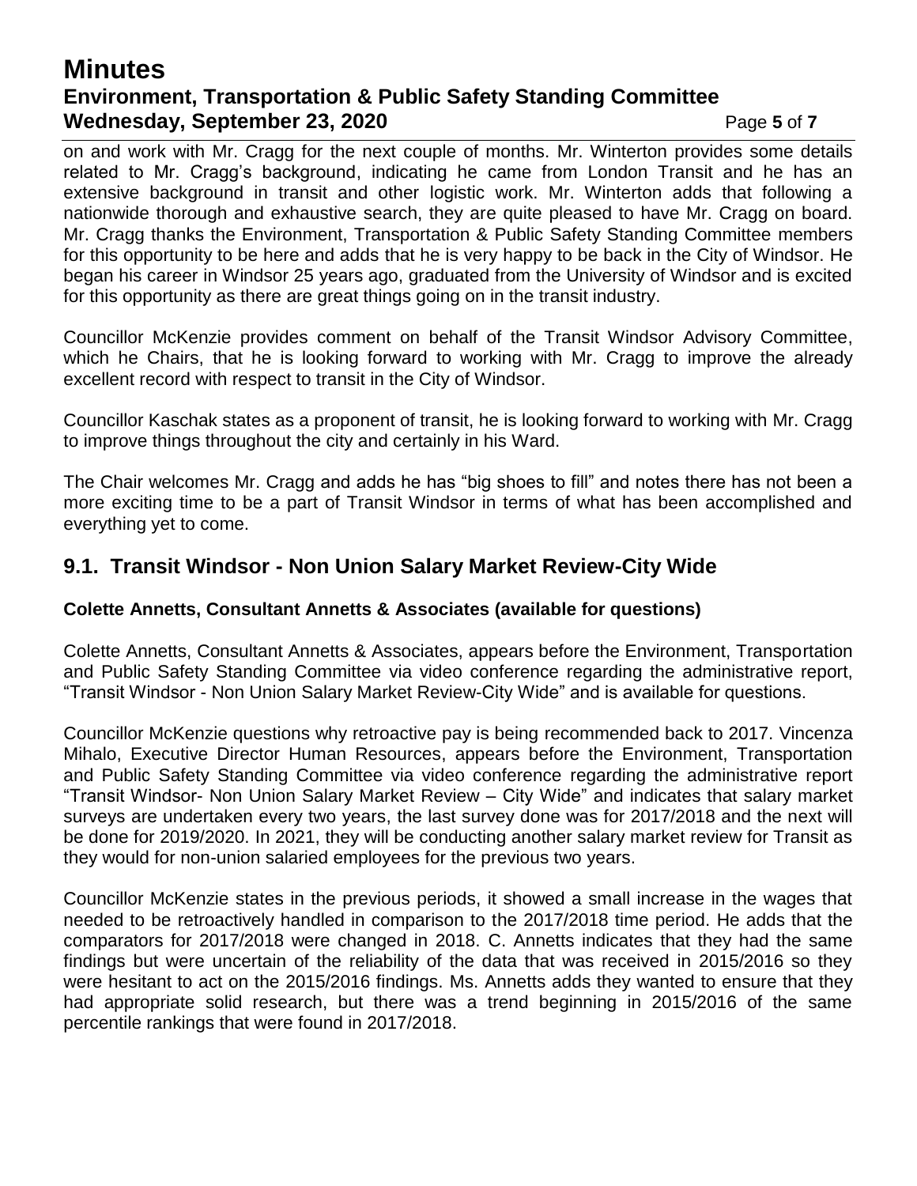on and work with Mr. Cragg for the next couple of months. Mr. Winterton provides some details related to Mr. Cragg's background, indicating he came from London Transit and he has an extensive background in transit and other logistic work. Mr. Winterton adds that following a nationwide thorough and exhaustive search, they are quite pleased to have Mr. Cragg on board. Mr. Cragg thanks the Environment, Transportation & Public Safety Standing Committee members for this opportunity to be here and adds that he is very happy to be back in the City of Windsor. He began his career in Windsor 25 years ago, graduated from the University of Windsor and is excited for this opportunity as there are great things going on in the transit industry.

Councillor McKenzie provides comment on behalf of the Transit Windsor Advisory Committee, which he Chairs, that he is looking forward to working with Mr. Cragg to improve the already excellent record with respect to transit in the City of Windsor.

Councillor Kaschak states as a proponent of transit, he is looking forward to working with Mr. Cragg to improve things throughout the city and certainly in his Ward.

The Chair welcomes Mr. Cragg and adds he has "big shoes to fill" and notes there has not been a more exciting time to be a part of Transit Windsor in terms of what has been accomplished and everything yet to come.

## 9.1. Transit Windsor - Non Union Salary Market Review-City Wide

**Colette Annetts, Consultant Annetts & Associates (available for questions)**

Colette Annetts, Consultant Annetts & Associates, appears before the Environment, Transportation and Public Safety Standing Committee via video conference regarding the administrative report, "Transit Windsor - Non Union Salary Market Review-City Wide" and is available for questions.

Councillor McKenzie questions why retroactive pay is being recommended back to 2017. Vincenza Mihalo, Executive Director Human Resources, appears before the Environment, Transportation and Public Safety Standing Committee via video conference regarding the administrative report "Transit Windsor- Non Union Salary Market Review – City Wide" and indicates that salary market surveys are undertaken every two years, the last survey done was for 2017/2018 and the next will be done for 2019/2020. In 2021, they will be conducting another salary market review for Transit as they would for non-union salaried employees for the previous two years.

Councillor McKenzie states in the previous periods, it showed a small increase in the wages that needed to be retroactively handled in comparison to the 2017/2018 time period. He adds that the comparators for 2017/2018 were changed in 2018. C. Annetts indicates that they had the same findings but were uncertain of the reliability of the data that was received in 2015/2016 so they were hesitant to act on the 2015/2016 findings. Ms. Annetts adds they wanted to ensure that they had appropriate solid research, but there was a trend beginning in 2015/2016 of the same percentile rankings that were found in 2017/2018.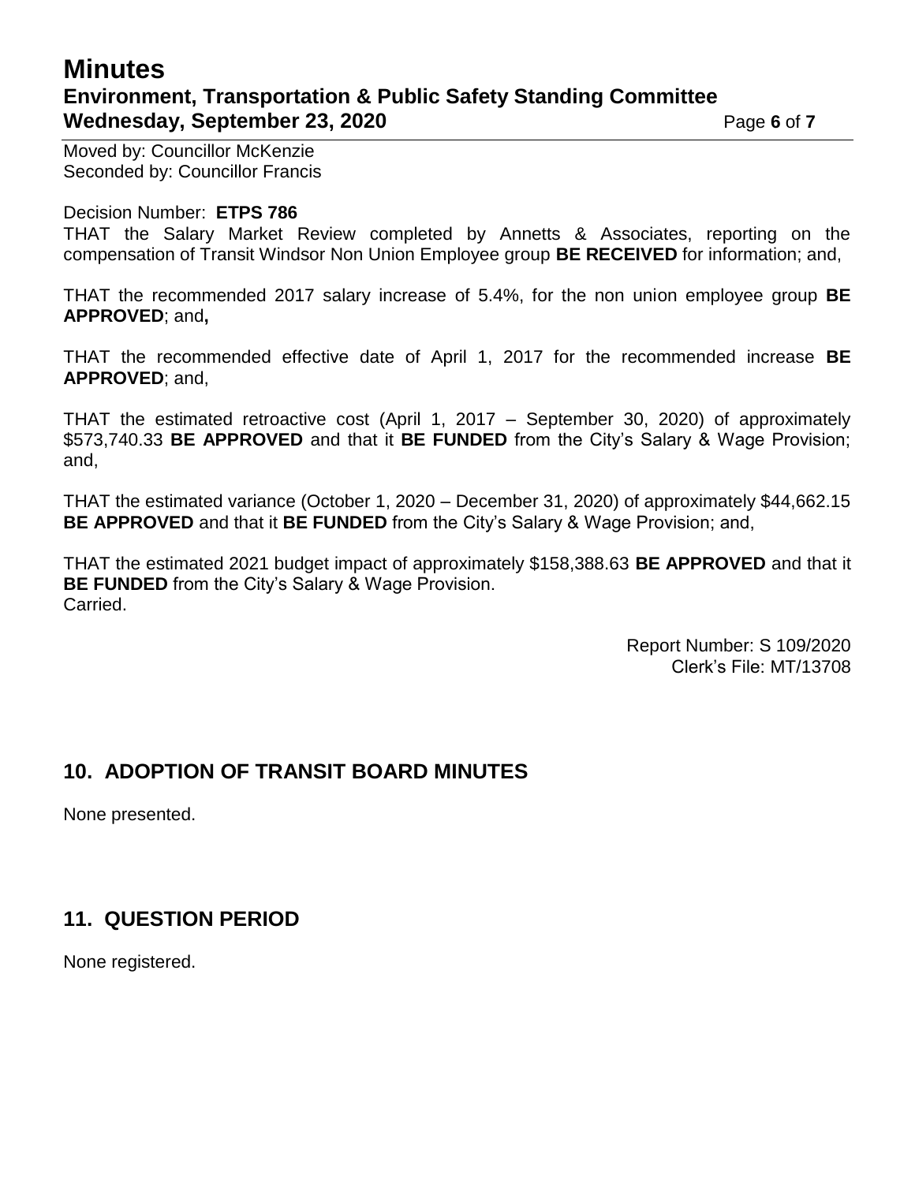Moved by: Councillor McKenzie
Seconded by: Councillor Francis

Decision Number: **ETPS 786**
THAT the Salary Market Review completed by Annetts & Associates, reporting on the compensation of Transit Windsor Non Union Employee group **BE RECEIVED** for information; and,

THAT the recommended 2017 salary increase of 5.4%, for the non union employee group **BE APPROVED**; and**,**

THAT the recommended effective date of April 1, 2017 for the recommended increase **BE APPROVED**; and,

THAT the estimated retroactive cost (April 1, 2017 – September 30, 2020) of approximately $573,740.33 **BE APPROVED** and that it **BE FUNDED** from the City's Salary & Wage Provision; and,

THAT the estimated variance (October 1, 2020 – December 31, 2020) of approximately $44,662.15 **BE APPROVED** and that it **BE FUNDED** from the City's Salary & Wage Provision; and,

THAT the estimated 2021 budget impact of approximately $158,388.63 **BE APPROVED** and that it **BE FUNDED** from the City's Salary & Wage Provision.
Carried.

Report Number: S 109/2020
Clerk's File: MT/13708

## 10. ADOPTION OF TRANSIT BOARD MINUTES

None presented.

## 11. QUESTION PERIOD

None registered.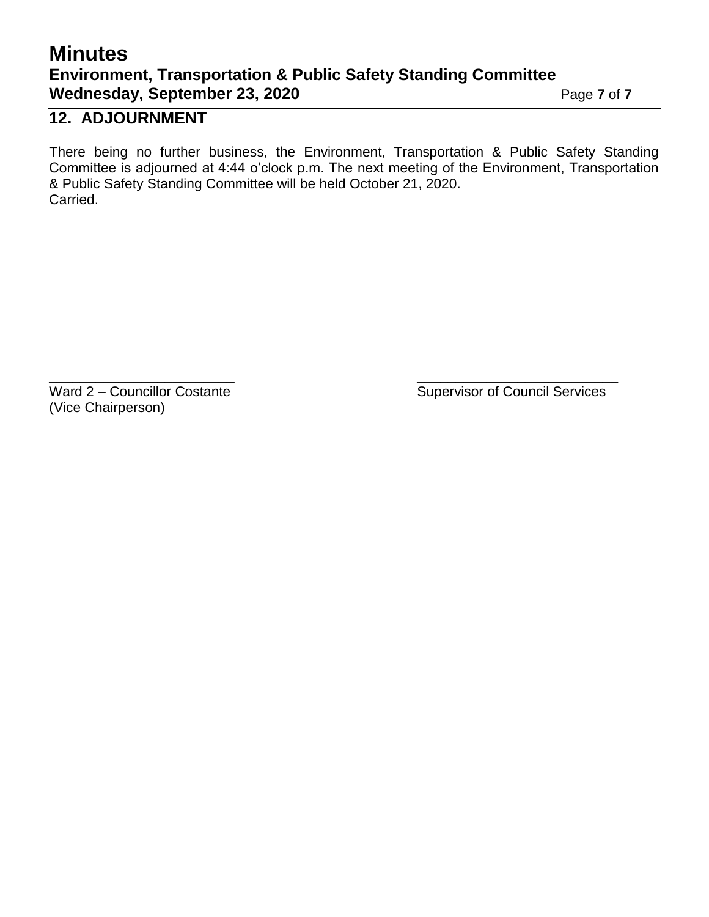## 12. ADJOURNMENT

There being no further business, the Environment, Transportation & Public Safety Standing Committee is adjourned at 4:44 o'clock p.m. The next meeting of the Environment, Transportation & Public Safety Standing Committee will be held October 21, 2020.
Carried.

| | |
|---|---|
| \_\_\_\_\_\_\_\_\_\_\_\_\_\_\_\_\_\_\_\_\_\_\_\_\_\_ | \_\_\_\_\_\_\_\_\_\_\_\_\_\_\_\_\_\_\_\_\_\_\_\_\_\_\_\_ |
| Ward 2 – Councillor Costante (Vice Chairperson) | Supervisor of Council Services |